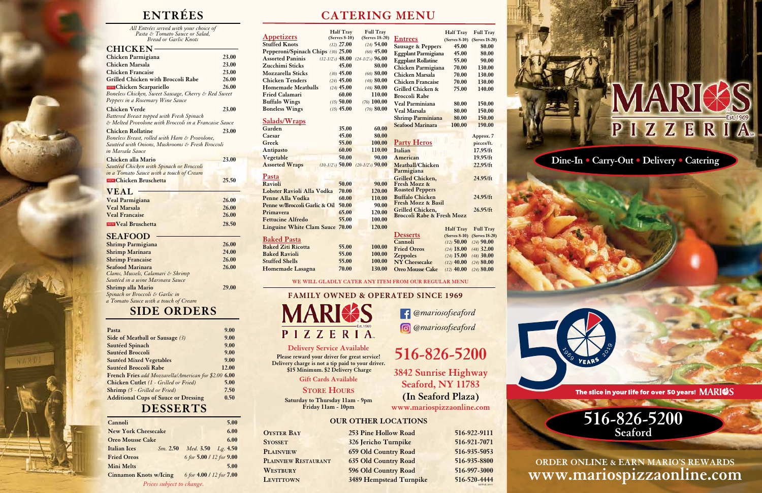# ENTRÉES

*All Entrées served with your choice of Pasta & Tomato Sauce or Salad, Bread or Garlic Knots*

## CHICKEN

| Item | Price |
|---|---|
| Chicken Parmigiana | 23.00 |
| Chicken Marsala | 23.00 |
| Chicken Francaise | 23.00 |
| Grilled Chicken with Broccoli Rabe | 26.00 |
| NEW Chicken Scarpariello *Boneless Chicken, Sweet Sausage, Cherry & Red Sweet Peppers in a Rosemary Wine Sauce* | 26.00 |
| Chicken Verde *Battered Breast topped with Fresh Spinach & Melted Provolone with Broccoli in a Francaise Sauce* | 23.00 |
| Chicken Rollatine *Boneless Breast, rolled with Ham & Provolone, Sautéed with Onions, Mushrooms & Fresh Broccoli in Marsala Sauce* | 23.00 |
| Chicken alla Mario *Sautéed Chicken with Spinach or Broccoli in a Tomato Sauce with a touch of Cream* | 23.00 |
| NEW Chicken Bruschetta | 25.50 |

## VEAL

| Item | Price |
|---|---|
| Veal Parmigiana | 26.00 |
| Veal Marsala | 26.00 |
| Veal Francaise | 26.00 |
| NEW Veal Bruschetta | 28.50 |

## SEAFOOD

| Item | Price |
|---|---|
| Shrimp Parmigiana | 26.00 |
| Shrimp Marinara | 24.00 |
| Shrimp Francaise | 26.00 |
| Seafood Marinara *Clams, Mussels, Calamari & Shrimp Sautéed in a wine Marinara Sauce* | 26.00 |
| Shrimp alla Mario *Spinach or Broccoli & Garlic in a Tomato Sauce with a touch of Cream* | 29.00 |

# SIDE ORDERS

| Item | Price |
|---|---|
| Pasta | 9.00 |
| Side of Meatball or Sausage *(3)* | 9.00 |
| Sautéed Spinach | 9.00 |
| Sautéed Broccoli | 9.00 |
| Sautéed Mixed Vegetables | 9.00 |
| Sautéed Broccoli Rabe | 12.00 |
| French Fries *add Mozzarella/American for $2.00* | 6.00 |
| Chicken Cutlet *(1 - Grilled or Fried)* | 5.00 |
| Shrimp *(5 - Grilled or Fried)* | 7.50 |
| Additional Cups of Sauce or Dressing | 0.50 |

# DESSERTS

| Item | Price |
|---|---|
| Cannoli | 5.00 |
| New York Cheesecake | 6.00 |
| Oreo Mousse Cake | 6.00 |
| Italian Ices | *Sm.* 2.50 *Med.* 3.50 *Lg.* 4.50 |
| Fried Oreos | *6 for* 5.00 / *12 for* 9.00 |
| Mini Melts | 5.00 |
| Cinnamon Knots w/Icing | *6 for* 4.00 / *12 for* 7.00 |

*Prices subject to change.*

# CATERING MENU

## Appetizers

| Item | Half Tray (Serves 8-10) | Full Tray (Serves 18-20) |
|---|---|---|
| Stuffed Knots | *(12)* 27.00 | *(24)* 54.00 |
| Pepperoni/Spinach Chips | *(30)* 25.00 | *(60)* 45.00 |
| Assorted Paninis | *(12-1/2's)* 48.00 | *(24-1/2's)* 96.00 |
| Zucchimi Sticks | 45.00 | 80.00 |
| Mozzarella Sticks | *(30)* 45.00 | *(60)* 80.00 |
| Chicken Tenders | *(24)* 45.00 | *(48)* 80.00 |
| Homemade Meatballs | *(24)* 45.00 | *(48)* 80.00 |
| Fried Calamari | 60.00 | 110.00 |
| Buffalo Wings | *(35)* 50.00 | *(70)* 100.00 |
| Boneless Wings | *(35)* 45.00 | *(70)* 80.00 |

## Salads/Wraps

| Item | Half Tray | Full Tray |
|---|---|---|
| Garden | 35.00 | 60.00 |
| Caesar | 45.00 | 80.00 |
| Greek | 55.00 | 100.00 |
| Antipasto | 60.00 | 110.00 |
| Vegetable | 50.00 | 90.00 |
| Assorted Wraps | *(10-1/2's)* 50.00 | *(20-1/2's)* 90.00 |

## Pasta

| Item | Half Tray | Full Tray |
|---|---|---|
| Ravioli | 50.00 | 90.00 |
| Lobster Ravioli Alla Vodka | 70.00 | 120.00 |
| Penne Alla Vodka | 60.00 | 110.00 |
| Penne w/Broccoli Garlic & Oil | 50.00 | 90.00 |
| Primavera | 65.00 | 120.00 |
| Fettucine Alfredo | 55.00 | 100.00 |
| Linguine White Clam Sauce | 70.00 | 120.00 |

## Baked Pasta

| Item | Half Tray | Full Tray |
|---|---|---|
| Baked Ziti Ricotta | 55.00 | 100.00 |
| Baked Ravioli | 55.00 | 100.00 |
| Stuffed Shells | 55.00 | 100.00 |
| Homemade Lasagna | 70.00 | 130.00 |

## Entrees

| Item | Half Tray (Serves 8-10) | Full Tray (Serves 18-20) |
|---|---|---|
| Sausage & Peppers | 45.00 | 80.00 |
| Eggplant Parmigiana | 45.00 | 80.00 |
| Eggplant Rollatine | 55.00 | 90.00 |
| Chicken Parmigiana | 70.00 | 130.00 |
| Chicken Marsala | 70.00 | 130.00 |
| Chicken Francaise | 70.00 | 130.00 |
| Grilled Chicken & Broccoli Rabe | 75.00 | 140.00 |
| Veal Parminiana | 80.00 | 150.00 |
| Veal Marsala | 80.00 | 150.00 |
| Shrimp Parminiana | 80.00 | 150.00 |
| Seafood Marinara | 100.00 | 190.00 |

## Party Heros

| Item | Approx. 7 pieces/ft. |
|---|---|
| Italian | 17.95/ft |
| American | 19.95/ft |
| Meatball/Chicken Parmigiana | 22.95/ft |
| Grilled Chicken, Fresh Mozz & Roasted Peppers | 24.95/ft |
| Buffalo Chicken Fresh Mozz & Basil | 24.95/ft |
| Grilled Chicken, Broccoli Rabe & Fresh Mozz | 26.95/ft |

## Desserts

| Item | Half Tray (Serves 8-10) | Full Tray (Serves 18-20) |
|---|---|---|
| Cannoli | *(12)* 50.00 | *(24)* 90.00 |
| Fried Oreos | *(24)* 18.00 | *(48)* 32.00 |
| Zeppoles | *(24)* 15.00 | *(48)* 30.00 |
| NY Cheesecake | *(12)* 40.00 | *(24)* 80.00 |
| Oreo Mousse Cake | *(12)* 40.00 | *(24)* 80.00 |

**WE WILL GLADLY CATER ANY ITEM FROM OUR REGULAR MENU**

**FAMILY OWNED & OPERATED SINCE 1969**

MARIO'S PIZZERIA Est. 1969

*@mariosofseaford* (Facebook)
*@mariosofseaford* (Instagram)

**Delivery Service Available**

Please reward your driver for great service! Delivery charge is not a tip paid to your driver. $15 Minimum. $2 Delivery Charge

**Gift Cards Available**

**STORE HOURS**

Saturday to Thursday 11am - 9pm
Friday 11am - 10pm

# 516-826-5200

**3842 Sunrise Highway**
**Seaford, NY 11783**
**(In Seaford Plaza)**
www.mariospizzaonline.com

## OUR OTHER LOCATIONS

| Location | Address | Phone |
|---|---|---|
| Oyster Bay | 253 Pine Hollow Road | 516-922-9111 |
| Syosset | 326 Jericho Turnpike | 516-921-7071 |
| Plainview | 659 Old Country Road | 516-935-5053 |
| Plainview Restaurant | 635 Old Country Road | 516-935-8800 |
| Westbury | 596 Old Country Road | 516-997-3000 |
| Levittown | 3489 Hempstead Turnpike | 516-520-4444 |

# MARIO'S PIZZERIA
Est. 1969

**Dine-In • Carry-Out • Delivery • Catering**

50 YEARS 1969 2019

The slice in your life for over 50 years! MARIO'S

## 516-826-5200
**Seaford**

**ORDER ONLINE & EARN MARIO'S REWARDS**
**www.mariospizzaonline.com**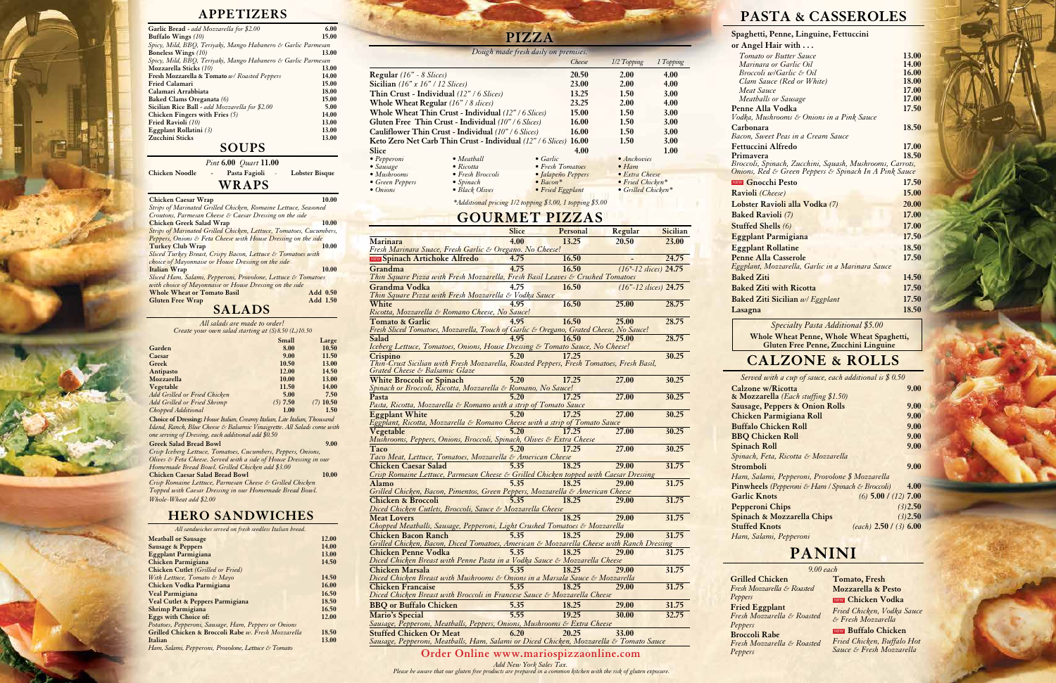## APPETIZERS

| | |
|---|---|
| Garlic Bread - *add Mozzarella for $2.00* | 6.00 |
| Buffalo Wings *(10)* | 15.00 |
| *Spicy, Mild, BBQ, Teriyaki, Mango Habanero & Garlic Parmesan* | |
| Boneless Wings *(10)* | 13.00 |
| *Spicy, Mild, BBQ, Teriyaki, Mango Habanero & Garlic Parmesan* | |
| Mozzarella Sticks *(10)* | 13.00 |
| Fresh Mozzarella & Tomato *w/ Roasted Peppers* | 14.00 |
| Fried Calamari | 15.00 |
| Calamari Arrabbiata | 18.00 |
| Baked Clams Oreganata *(6)* | 15.00 |
| Sicilian Rice Ball - *add Mozzarella for $2.00* | 5.00 |
| Chicken Fingers with Fries *(5)* | 14.00 |
| Fried Ravioli *(10)* | 13.00 |
| Eggplant Rollatini *(3)* | 13.00 |
| Zucchini Sticks | 13.00 |

## SOUPS

*Pint* **6.00** *Quart* **11.00**

Chicken Noodle - Pasta Fagioli - Lobster Bisque

## WRAPS

| | |
|---|---|
| Chicken Caesar Wrap | 10.00 |
| *Strips of Marinated Grilled Chicken, Romaine Lettuce, Seasoned Croutons, Parmesan Cheese & Caesar Dressing on the side* | |
| Chicken Greek Salad Wrap | 10.00 |
| *Strips of Marinated Grilled Chicken, Lettuce, Tomatoes, Cucumbers, Peppers, Onions & Feta Cheese with House Dressing on the side* | |
| Turkey Club Wrap | 10.00 |
| *Sliced Turkey Breast, Crispy Bacon, Lettuce & Tomatoes with choice of Mayonnaise or House Dressing on the side* | |
| Italian Wrap | 10.00 |
| *Sliced Ham, Salami, Pepperoni, Provolone, Lettuce & Tomatoes with choice of Mayonnaise or House Dressing on the side* | |
| Whole Wheat or Tomato Basil | Add 0.50 |
| Gluten Free Wrap | Add 1.50 |

## SALADS

*All salads are made to order!*
*Create your own salad starting at (S)8.50 (L)10.50*

| | Small | Large |
|---|---|---|
| Garden | 8.00 | 10.50 |
| Caesar | 9.00 | 11.50 |
| Greek | 10.50 | 13.00 |
| Antipasto | 12.00 | 14.50 |
| Mozzarella | 10.00 | 13.00 |
| Vegetable | 11.50 | 14.00 |
| *Add Grilled or Fried Chicken* | 5.00 | 7.50 |
| *Add Grilled or Fried Shrimp* | (5) 7.50 | (7) 10.50 |
| *Chopped Additional* | 1.00 | 1.50 |

**Choice of Dressing:** *House Italian, Creamy Italian, Lite Italian, Thousand Island, Ranch, Blue Cheese & Balsamic Vinaigrette. All Salads come with one serving of Dressing, each additional add $0.50*

| | |
|---|---|
| Greek Salad Bread Bowl | 9.00 |
| *Crisp Iceberg Lettuce, Tomatoes, Cucumbers, Peppers, Onions, Olives & Feta Cheese. Served with a side of House Dressing in our Homemade Bread Bowl. Grilled Chicken add $3.00* | |
| Chicken Caesar Salad Bread Bowl | 10.00 |
| *Crisp Romaine Lettuce, Parmesan Cheese & Grilled Chicken Topped with Caesar Dressing in our Homemade Bread Bowl. Whole-Wheat add $2.00* | |

## HERO SANDWICHES

*All sandwiches served on fresh seedless Italian bread.*

| | |
|---|---|
| Meatball or Sausage | 12.00 |
| Sausage & Peppers | 14.00 |
| Eggplant Parmigiana | 13.00 |
| Chicken Parmigiana | 14.50 |
| Chicken Cutlet *(Grilled or Fried)* | |
| *With Lettuce, Tomato & Mayo* | 14.50 |
| Chicken Vodka Parmigiana | 16.00 |
| Veal Parmigiana | 16.50 |
| Veal Cutlet & Peppers Parmigiana | 18.50 |
| Shrimp Parmigiana | 16.50 |
| Eggs with Choice of: | 12.00 |
| *Potatoes, Pepperoni, Sausage, Ham, Peppers or Onions* | |
| Grilled Chicken & Broccoli Rabe *w. Fresh Mozzarella* | 18.50 |
| Italian | 13.00 |
| *Ham, Salami, Pepperoni, Provolone, Lettuce & Tomato* | |

## PIZZA

*Dough made fresh daily on premises.*

| | Cheese | 1/2 Topping | 1 Topping |
|---|---|---|---|
| Regular *(16" - 8 Slices)* | 20.50 | 2.00 | 4.00 |
| Sicilian *(16" x 16" / 12 Slices)* | 23.00 | 2.00 | 4.00 |
| Thin Crust - Individual *(12" / 6 Slices)* | 13.25 | 1.50 | 3.00 |
| Whole Wheat Regular *(16" / 8 slices)* | 23.25 | 2.00 | 4.00 |
| Whole Wheat Thin Crust - Individual *(12" / 6 Slices)* | 15.00 | 1.50 | 3.00 |
| Gluten Free Thin Crust - Individual *(10" / 6 Slices)* | 16.00 | 1.50 | 3.00 |
| Cauliflower Thin Crust - Individual *(10" / 6 Slices)* | 16.00 | 1.50 | 3.00 |
| Keto Zero Net Carb Thin Crust - Individual *(12" / 6 Slices)* | 16.00 | 1.50 | 3.00 |
| Slice | 4.00 | | 1.00 |

- Pepperoni
- Sausage
- Mushrooms
- Green Peppers
- Onions
- Meatball
- Ricotta
- Fresh Broccoli
- Spinach
- Black Olives
- Garlic
- Fresh Tomatoes
- Jalapeño Peppers
- Bacon*
- Fried Eggplant
- Anchovies
- Ham
- Extra Cheese
- Fried Chicken*
- Grilled Chicken*

*\*Additional pricing 1/2 topping $3.00, 1 topping $5.00*

## GOURMET PIZZAS

| | Slice | Personal | Regular | Sicilian |
|---|---|---|---|---|
| **Marinara** | 4.00 | 13.25 | 20.50 | 23.00 |
| *Fresh Marinara Suace, Fresh Garlic & Oregano. No Cheese!* | | | | |
| **NEW Spinach Artichoke Alfredo** | 4.75 | 16.50 | - | 24.75 |
| **Grandma** | 4.75 | 16.50 | *(16"-12 slices)* | 24.75 |
| *Thin Square Pizza with Fresh Mozzarella, Fresh Basil Leaves & Crushed Tomatoes* | | | | |
| **Grandma Vodka** | 4.75 | 16.50 | *(16"-12 slices)* | 24.75 |
| *Thin Square Pizza with Fresh Mozzarella & Vodka Sauce* | | | | |
| **White** | 4.95 | 16.50 | 25.00 | 28.75 |
| *Ricotta, Mozzarella & Romano Cheese, No Sauce!* | | | | |
| **Tomato & Garlic** | 4.95 | 16.50 | 25.00 | 28.75 |
| *Fresh Sliced Tomatoes, Mozzarella, Touch of Garlic & Oregano, Grated Cheese, No Sauce!* | | | | |
| **Salad** | 4.95 | 16.50 | 25.00 | 28.75 |
| *Iceberg Lettuce, Tomatoes, Onions, House Dressing & Tomato Sauce, No Cheese!* | | | | |
| **Crispino** | 5.20 | 17.25 | | 30.25 |
| *Thin-Crust Sicilian with Fresh Mozzarella, Roasted Peppers, Fresh Tomatoes, Fresh Basil, Grated Cheese & Balsamic Glaze* | | | | |
| **White Broccoli or Spinach** | 5.20 | 17.25 | 27.00 | 30.25 |
| *Spinach or Broccoli, Ricotta, Mozzarella & Romano, No Sauce!* | | | | |
| **Pasta** | 5.20 | 17.25 | 27.00 | 30.25 |
| *Pasta, Ricotta, Mozzarella & Romano with a strip of Tomato Sauce* | | | | |
| **Eggplant White** | 5.20 | 17.25 | 27.00 | 30.25 |
| *Eggplant, Ricotta, Mozzarella & Romano Cheese with a strip of Tomato Sauce* | | | | |
| **Vegetable** | 5.20 | 17.25 | 27.00 | 30.25 |
| *Mushrooms, Peppers, Onions, Broccoli, Spinach, Olives & Extra Cheese* | | | | |
| **Taco** | 5.20 | 17.25 | 27.00 | 30.25 |
| *Taco Meat, Lettuce, Tomatoes, Mozzarella & American Cheese* | | | | |
| **Chicken Caesar Salad** | 5.35 | 18.25 | 29.00 | 31.75 |
| *Crisp Romaine Lettuce, Parmesan Cheese & Grilled Chicken topped with Caesar Dressing* | | | | |
| **Alamo** | 5.35 | 18.25 | 29.00 | 31.75 |
| *Grilled Chicken, Bacon, Pimentos, Green Peppers, Mozzarella & American Cheese* | | | | |
| **Chicken & Broccoli** | 5.35 | 18.25 | 29.00 | 31.75 |
| *Diced Chicken Cutlets, Broccoli, Sauce & Mozzarella Cheese* | | | | |
| **Meat Lovers** | | 18.25 | 29.00 | 31.75 |
| *Chopped Meatballs, Sausage, Pepperoni, Light Crushed Tomatoes & Mozzarella* | | | | |
| **Chicken Bacon Ranch** | 5.35 | 18.25 | 29.00 | 31.75 |
| *Grilled Chicken, Bacon, Diced Tomatoes, American & Mozzarella Cheese with Ranch Dressing* | | | | |
| **Chicken Penne Vodka** | 5.35 | 18.25 | 29.00 | 31.75 |
| *Diced Chicken Breast with Penne Pasta in a Vodka Sauce & Mozzarella Cheese* | | | | |
| **Chicken Marsala** | 5.35 | 18.25 | 29.00 | 31.75 |
| *Diced Chicken Breast with Mushrooms & Onions in a Marsala Sauce & Mozzarella* | | | | |
| **Chicken Francaise** | 5.35 | 18.25 | 29.00 | 31.75 |
| *Diced Chicken Breast with Broccoli in Francese Sauce & Mozzarella Cheese* | | | | |
| **BBQ or Buffalo Chicken** | 5.35 | 18.25 | 29.00 | 31.75 |
| **Mario's Special** | 5.55 | 19.25 | 30.00 | 32.75 |
| *Sausage, Pepperoni, Meatballs, Peppers, Onions, Mushrooms & Extra Cheese* | | | | |
| **Stuffed Chicken Or Meat** | 6.20 | 20.25 | 33.00 | |
| *Sausage, Pepperoni, Meatballs, Ham, Salami or Diced Chicken, Mozzarella & Tomato Sauce* | | | | |

**Order Online www.mariospizzaonline.com**

*Add New York Sales Tax.*
*Please be aware that our gluten free products are prepared in a common kitchen with the risk of gluten exposure.*

## PASTA & CASSEROLES

**Spaghetti, Penne, Linguine, Fettuccini or Angel Hair with . . .**

| | |
|---|---|
| *Tomato or Butter Sauce* | 13.00 |
| *Marinara or Garlic Oil* | 14.00 |
| *Broccoli w/Garlic & Oil* | 16.00 |
| *Clam Sauce (Red or White)* | 18.00 |
| *Meat Sauce* | 17.00 |
| *Meatballs or Sausage* | 17.00 |
| **Penne Alla Vodka** | 17.50 |
| *Vodka, Mushrooms & Onions in a Pink Sauce* | |
| **Carbonara** | 18.50 |
| *Bacon, Sweet Peas in a Cream Sauce* | |
| **Fettuccini Alfredo** | 17.00 |
| **Primavera** | 18.50 |
| *Broccoli, Spinach, Zucchini, Squash, Mushrooms, Carrots, Onions, Red & Green Peppers & Spinach In A Pink Sauce* | |
| **NEW Gnocchi Pesto** | 17.50 |
| **Ravioli** *(Cheese)* | 15.00 |
| **Lobster Ravioli alla Vodka** *(7)* | 20.00 |
| **Baked Ravioli** *(7)* | 17.00 |
| **Stuffed Shells** *(6)* | 17.00 |
| **Eggplant Parmigiana** | 17.50 |
| **Eggplant Rollatine** | 18.50 |
| **Penne Alla Casserole** | 17.50 |
| *Eggplant, Mozzarella, Garlic in a Marinara Sauce* | |
| **Baked Ziti** | 14.50 |
| **Baked Ziti with Ricotta** | 17.50 |
| **Baked Ziti Sicilian** *w/ Eggplant* | 17.50 |
| **Lasagna** | 18.50 |

*Specialty Pasta Additional $5.00*
**Whole Wheat Penne, Whole Wheat Spaghetti, Gluten Free Penne, Zucchini Linguine**

## CALZONE & ROLLS

*Served with a cup of sauce, each additional is $ 0.50*

| | |
|---|---|
| **Calzone w/Ricotta & Mozzarella** *(Each stuffing $1.50)* | 9.00 |
| **Sausage, Peppers & Onion Rolls** | 9.00 |
| **Chicken Parmigiana Roll** | 9.00 |
| **Buffalo Chicken Roll** | 9.00 |
| **BBQ Chicken Roll** | 9.00 |
| **Spinach Roll** | 9.00 |
| *Spinach, Feta, Ricotta & Mozzarella* | |
| **Stromboli** | 9.00 |
| *Ham, Salami, Pepperoni, Provolone $ Mozzarella* | |
| **Pinwheels** *(Pepperoni & Ham / Spinach & Broccoli)* | 4.00 |
| **Garlic Knots** | *(6)* 5.00 / *(12)* 7.00 |
| **Pepperoni Chips** | *(3)*2.50 |
| **Spinach & Mozzarella Chips** | *(3)*2.50 |
| **Stuffed Knots** | *(each)* 2.50 / *(3)* 6.00 |
| *Ham, Salami, Pepperoni* | |

## PANINI

*9.00 each*

**Grilled Chicken**
*Fresh Mozzarella & Roasted Peppers*

**Fried Eggplant**
*Fresh Mozzarella & Roasted Peppers*

**Broccoli Rabe**
*Fresh Mozzarella & Roasted Peppers*

**Tomato, Fresh Mozzarella & Pesto**

**NEW Chicken Vodka**
*Fried Chicken, Vodka Sauce & Fresh Mozzarella*

**NEW Buffalo Chicken**
*Fried Chicken, Buffalo Hot Sauce & Fresh Mozzarella*